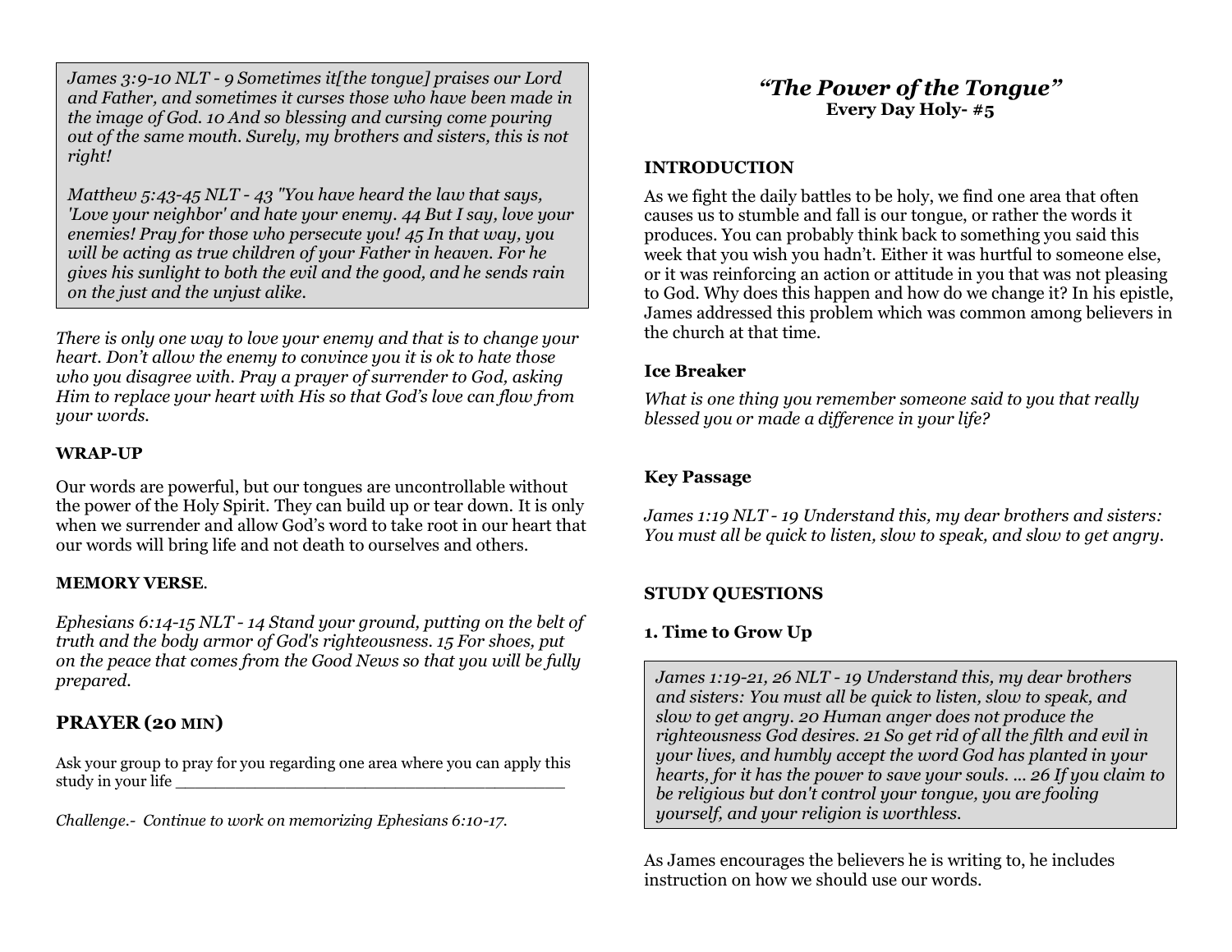*James 3:9-10 NLT - 9 Sometimes it[the tongue] praises our Lord and Father, and sometimes it curses those who have been made in the image of God. 10 And so blessing and cursing come pouring out of the same mouth. Surely, my brothers and sisters, this is not right!*

*Matthew 5:43-45 NLT - 43 "You have heard the law that says, 'Love your neighbor' and hate your enemy. 44 But I say, love your enemies! Pray for those who persecute you! 45 In that way, you will be acting as true children of your Father in heaven. For he gives his sunlight to both the evil and the good, and he sends rain on the just and the unjust alike.*

*There is only one way to love your enemy and that is to change your heart. Don't allow the enemy to convince you it is ok to hate those who you disagree with. Pray a prayer of surrender to God, asking Him to replace your heart with His so that God's love can flow from your words.*

**WRAP-UP**

Our words are powerful, but our tongues are uncontrollable without the power of the Holy Spirit. They can build up or tear down. It is only when we surrender and allow God's word to take root in our heart that our words will bring life and not death to ourselves and others.

**MEMORY VERSE**.

*Ephesians 6:14-15 NLT - 14 Stand your ground, putting on the belt of truth and the body armor of God's righteousness. 15 For shoes, put on the peace that comes from the Good News so that you will be fully prepared.*

## PRAYER (20 MIN)

Ask your group to pray for you regarding one area where you can apply this study in your life ________________________________________

*Challenge.- Continue to work on memorizing Ephesians 6:10-17.*

# *"The Power of the Tongue"*

**Every Day Holy- #5**

**INTRODUCTION**

As we fight the daily battles to be holy, we find one area that often causes us to stumble and fall is our tongue, or rather the words it produces. You can probably think back to something you said this week that you wish you hadn't. Either it was hurtful to someone else, or it was reinforcing an action or attitude in you that was not pleasing to God. Why does this happen and how do we change it? In his epistle, James addressed this problem which was common among believers in the church at that time.

**Ice Breaker**

*What is one thing you remember someone said to you that really blessed you or made a difference in your life?*

**Key Passage**

*James 1:19 NLT - 19 Understand this, my dear brothers and sisters: You must all be quick to listen, slow to speak, and slow to get angry.*

**STUDY QUESTIONS**

**1. Time to Grow Up**

*James 1:19-21, 26 NLT - 19 Understand this, my dear brothers and sisters: You must all be quick to listen, slow to speak, and slow to get angry. 20 Human anger does not produce the righteousness God desires. 21 So get rid of all the filth and evil in your lives, and humbly accept the word God has planted in your hearts, for it has the power to save your souls. ... 26 If you claim to be religious but don't control your tongue, you are fooling yourself, and your religion is worthless.*

As James encourages the believers he is writing to, he includes instruction on how we should use our words.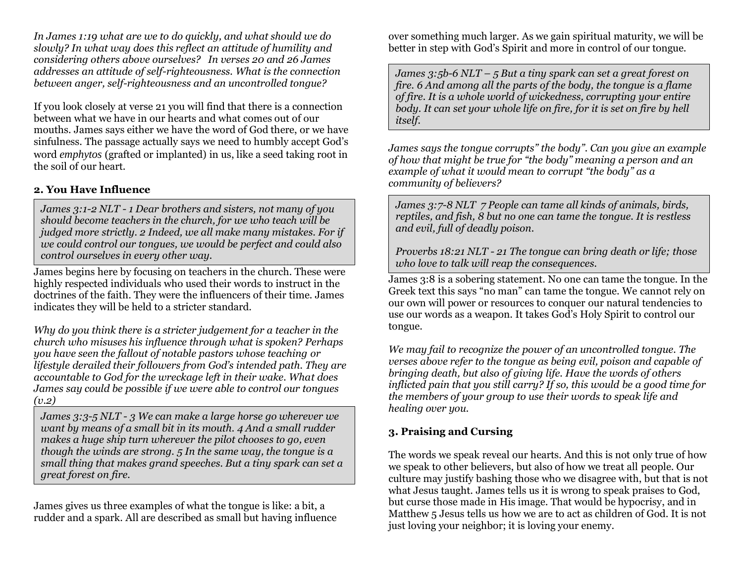*In James 1:19 what are we to do quickly, and what should we do slowly? In what way does this reflect an attitude of humility and considering others above ourselves? In verses 20 and 26 James addresses an attitude of self-righteousness. What is the connection between anger, self-righteousness and an uncontrolled tongue?*

If you look closely at verse 21 you will find that there is a connection between what we have in our hearts and what comes out of our mouths. James says either we have the word of God there, or we have sinfulness. The passage actually says we need to humbly accept God's word *emphytos* (grafted or implanted) in us, like a seed taking root in the soil of our heart.

### 2. You Have Influence

> *James 3:1-2 NLT - 1 Dear brothers and sisters, not many of you should become teachers in the church, for we who teach will be judged more strictly. 2 Indeed, we all make many mistakes. For if we could control our tongues, we would be perfect and could also control ourselves in every other way.*

James begins here by focusing on teachers in the church. These were highly respected individuals who used their words to instruct in the doctrines of the faith. They were the influencers of their time. James indicates they will be held to a stricter standard.

*Why do you think there is a stricter judgement for a teacher in the church who misuses his influence through what is spoken? Perhaps you have seen the fallout of notable pastors whose teaching or lifestyle derailed their followers from God's intended path. They are accountable to God for the wreckage left in their wake. What does James say could be possible if we were able to control our tongues (v.2)*

> *James 3:3-5 NLT - 3 We can make a large horse go wherever we want by means of a small bit in its mouth. 4 And a small rudder makes a huge ship turn wherever the pilot chooses to go, even though the winds are strong. 5 In the same way, the tongue is a small thing that makes grand speeches. But a tiny spark can set a great forest on fire.*

James gives us three examples of what the tongue is like: a bit, a rudder and a spark. All are described as small but having influence over something much larger. As we gain spiritual maturity, we will be better in step with God's Spirit and more in control of our tongue.

> *James 3:5b-6 NLT – 5 But a tiny spark can set a great forest on fire. 6 And among all the parts of the body, the tongue is a flame of fire. It is a whole world of wickedness, corrupting your entire body. It can set your whole life on fire, for it is set on fire by hell itself.*

*James says the tongue corrupts" the body". Can you give an example of how that might be true for "the body" meaning a person and an example of what it would mean to corrupt "the body" as a community of believers?*

> *James 3:7-8 NLT 7 People can tame all kinds of animals, birds, reptiles, and fish, 8 but no one can tame the tongue. It is restless and evil, full of deadly poison.*
>
> *Proverbs 18:21 NLT - 21 The tongue can bring death or life; those who love to talk will reap the consequences.*

James 3:8 is a sobering statement. No one can tame the tongue. In the Greek text this says "no man" can tame the tongue. We cannot rely on our own will power or resources to conquer our natural tendencies to use our words as a weapon. It takes God's Holy Spirit to control our tongue.

*We may fail to recognize the power of an uncontrolled tongue. The verses above refer to the tongue as being evil, poison and capable of bringing death, but also of giving life. Have the words of others inflicted pain that you still carry? If so, this would be a good time for the members of your group to use their words to speak life and healing over you.*

### 3. Praising and Cursing

The words we speak reveal our hearts. And this is not only true of how we speak to other believers, but also of how we treat all people. Our culture may justify bashing those who we disagree with, but that is not what Jesus taught. James tells us it is wrong to speak praises to God, but curse those made in His image. That would be hypocrisy, and in Matthew 5 Jesus tells us how we are to act as children of God. It is not just loving your neighbor; it is loving your enemy.